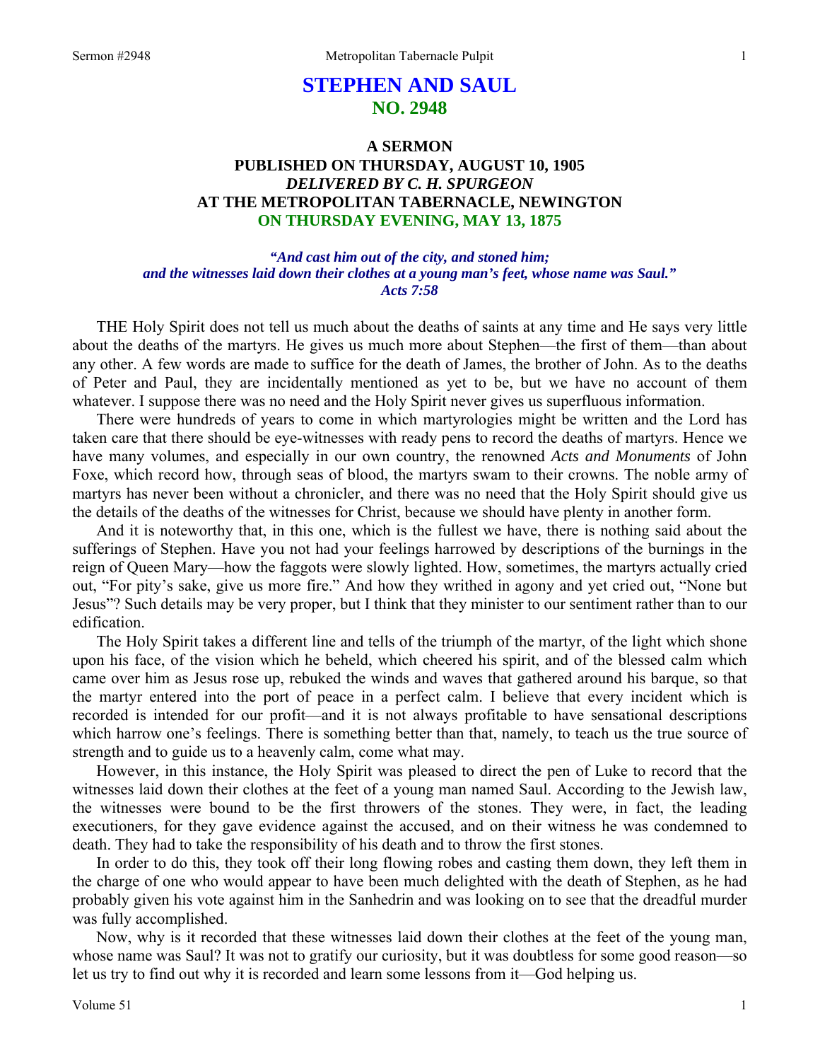# STEPHEN AND SAUL
## NO. 2948

### A SERMON
### PUBLISHED ON THURSDAY, AUGUST 10, 1905
### *DELIVERED BY C. H. SPURGEON*
### AT THE METROPOLITAN TABERNACLE, NEWINGTON
### ON THURSDAY EVENING, MAY 13, 1875

***"And cast him out of the city, and stoned him; and the witnesses laid down their clothes at a young man's feet, whose name was Saul." Acts 7:58***

THE Holy Spirit does not tell us much about the deaths of saints at any time and He says very little about the deaths of the martyrs. He gives us much more about Stephen—the first of them—than about any other. A few words are made to suffice for the death of James, the brother of John. As to the deaths of Peter and Paul, they are incidentally mentioned as yet to be, but we have no account of them whatever. I suppose there was no need and the Holy Spirit never gives us superfluous information.

There were hundreds of years to come in which martyrologies might be written and the Lord has taken care that there should be eye-witnesses with ready pens to record the deaths of martyrs. Hence we have many volumes, and especially in our own country, the renowned *Acts and Monuments* of John Foxe, which record how, through seas of blood, the martyrs swam to their crowns. The noble army of martyrs has never been without a chronicler, and there was no need that the Holy Spirit should give us the details of the deaths of the witnesses for Christ, because we should have plenty in another form.

And it is noteworthy that, in this one, which is the fullest we have, there is nothing said about the sufferings of Stephen. Have you not had your feelings harrowed by descriptions of the burnings in the reign of Queen Mary—how the faggots were slowly lighted. How, sometimes, the martyrs actually cried out, "For pity's sake, give us more fire." And how they writhed in agony and yet cried out, "None but Jesus"? Such details may be very proper, but I think that they minister to our sentiment rather than to our edification.

The Holy Spirit takes a different line and tells of the triumph of the martyr, of the light which shone upon his face, of the vision which he beheld, which cheered his spirit, and of the blessed calm which came over him as Jesus rose up, rebuked the winds and waves that gathered around his barque, so that the martyr entered into the port of peace in a perfect calm. I believe that every incident which is recorded is intended for our profit—and it is not always profitable to have sensational descriptions which harrow one's feelings. There is something better than that, namely, to teach us the true source of strength and to guide us to a heavenly calm, come what may.

However, in this instance, the Holy Spirit was pleased to direct the pen of Luke to record that the witnesses laid down their clothes at the feet of a young man named Saul. According to the Jewish law, the witnesses were bound to be the first throwers of the stones. They were, in fact, the leading executioners, for they gave evidence against the accused, and on their witness he was condemned to death. They had to take the responsibility of his death and to throw the first stones.

In order to do this, they took off their long flowing robes and casting them down, they left them in the charge of one who would appear to have been much delighted with the death of Stephen, as he had probably given his vote against him in the Sanhedrin and was looking on to see that the dreadful murder was fully accomplished.

Now, why is it recorded that these witnesses laid down their clothes at the feet of the young man, whose name was Saul? It was not to gratify our curiosity, but it was doubtless for some good reason—so let us try to find out why it is recorded and learn some lessons from it—God helping us.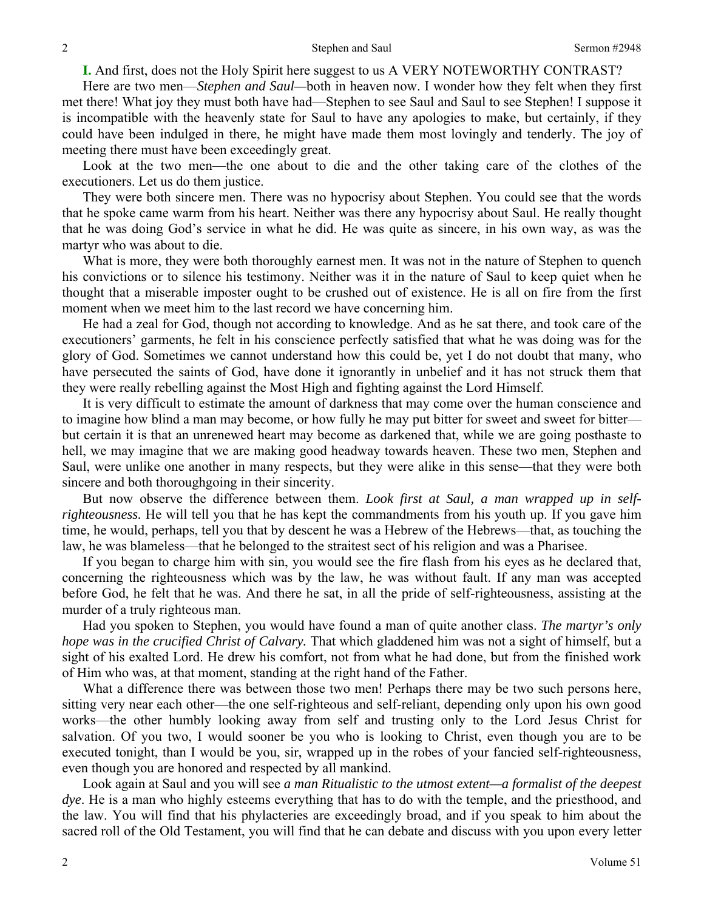**I.** And first, does not the Holy Spirit here suggest to us A VERY NOTEWORTHY CONTRAST?

Here are two men—*Stephen and Saul—*both in heaven now. I wonder how they felt when they first met there! What joy they must both have had—Stephen to see Saul and Saul to see Stephen! I suppose it is incompatible with the heavenly state for Saul to have any apologies to make, but certainly, if they could have been indulged in there, he might have made them most lovingly and tenderly. The joy of meeting there must have been exceedingly great.

Look at the two men—the one about to die and the other taking care of the clothes of the executioners. Let us do them justice.

They were both sincere men. There was no hypocrisy about Stephen. You could see that the words that he spoke came warm from his heart. Neither was there any hypocrisy about Saul. He really thought that he was doing God's service in what he did. He was quite as sincere, in his own way, as was the martyr who was about to die.

What is more, they were both thoroughly earnest men. It was not in the nature of Stephen to quench his convictions or to silence his testimony. Neither was it in the nature of Saul to keep quiet when he thought that a miserable imposter ought to be crushed out of existence. He is all on fire from the first moment when we meet him to the last record we have concerning him.

He had a zeal for God, though not according to knowledge. And as he sat there, and took care of the executioners' garments, he felt in his conscience perfectly satisfied that what he was doing was for the glory of God. Sometimes we cannot understand how this could be, yet I do not doubt that many, who have persecuted the saints of God, have done it ignorantly in unbelief and it has not struck them that they were really rebelling against the Most High and fighting against the Lord Himself.

It is very difficult to estimate the amount of darkness that may come over the human conscience and to imagine how blind a man may become, or how fully he may put bitter for sweet and sweet for bitter—but certain it is that an unrenewed heart may become as darkened that, while we are going posthaste to hell, we may imagine that we are making good headway towards heaven. These two men, Stephen and Saul, were unlike one another in many respects, but they were alike in this sense—that they were both sincere and both thoroughgoing in their sincerity.

But now observe the difference between them. *Look first at Saul, a man wrapped up in self-righteousness.* He will tell you that he has kept the commandments from his youth up. If you gave him time, he would, perhaps, tell you that by descent he was a Hebrew of the Hebrews—that, as touching the law, he was blameless—that he belonged to the straitest sect of his religion and was a Pharisee.

If you began to charge him with sin, you would see the fire flash from his eyes as he declared that, concerning the righteousness which was by the law, he was without fault. If any man was accepted before God, he felt that he was. And there he sat, in all the pride of self-righteousness, assisting at the murder of a truly righteous man.

Had you spoken to Stephen, you would have found a man of quite another class. *The martyr's only hope was in the crucified Christ of Calvary.* That which gladdened him was not a sight of himself, but a sight of his exalted Lord. He drew his comfort, not from what he had done, but from the finished work of Him who was, at that moment, standing at the right hand of the Father.

What a difference there was between those two men! Perhaps there may be two such persons here, sitting very near each other—the one self-righteous and self-reliant, depending only upon his own good works—the other humbly looking away from self and trusting only to the Lord Jesus Christ for salvation. Of you two, I would sooner be you who is looking to Christ, even though you are to be executed tonight, than I would be you, sir, wrapped up in the robes of your fancied self-righteousness, even though you are honored and respected by all mankind.

Look again at Saul and you will see *a man Ritualistic to the utmost extent—a formalist of the deepest dye*. He is a man who highly esteems everything that has to do with the temple, and the priesthood, and the law. You will find that his phylacteries are exceedingly broad, and if you speak to him about the sacred roll of the Old Testament, you will find that he can debate and discuss with you upon every letter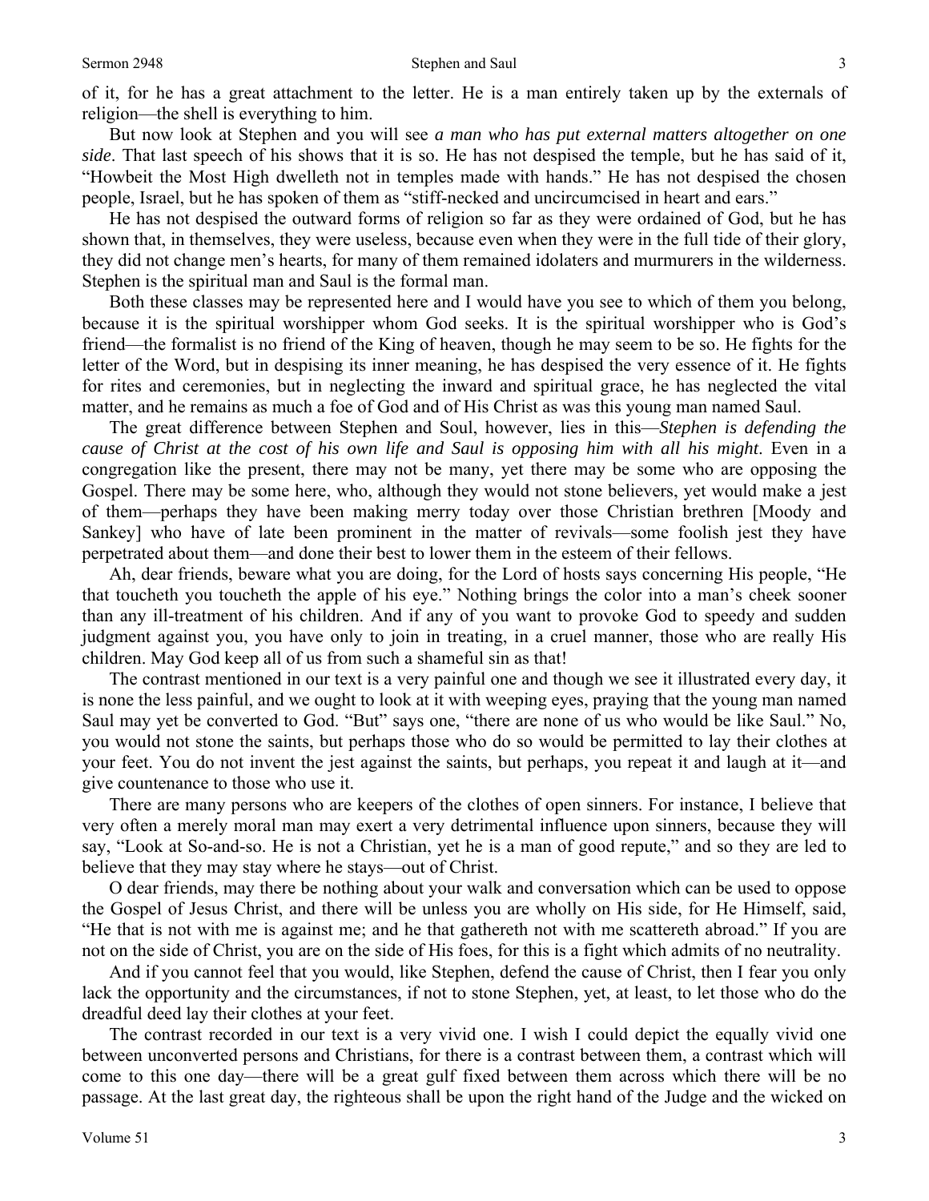of it, for he has a great attachment to the letter. He is a man entirely taken up by the externals of religion—the shell is everything to him.

But now look at Stephen and you will see *a man who has put external matters altogether on one side*. That last speech of his shows that it is so. He has not despised the temple, but he has said of it, "Howbeit the Most High dwelleth not in temples made with hands." He has not despised the chosen people, Israel, but he has spoken of them as "stiff-necked and uncircumcised in heart and ears."

He has not despised the outward forms of religion so far as they were ordained of God, but he has shown that, in themselves, they were useless, because even when they were in the full tide of their glory, they did not change men's hearts, for many of them remained idolaters and murmurers in the wilderness. Stephen is the spiritual man and Saul is the formal man.

Both these classes may be represented here and I would have you see to which of them you belong, because it is the spiritual worshipper whom God seeks. It is the spiritual worshipper who is God's friend—the formalist is no friend of the King of heaven, though he may seem to be so. He fights for the letter of the Word, but in despising its inner meaning, he has despised the very essence of it. He fights for rites and ceremonies, but in neglecting the inward and spiritual grace, he has neglected the vital matter, and he remains as much a foe of God and of His Christ as was this young man named Saul.

The great difference between Stephen and Soul, however, lies in this—*Stephen is defending the cause of Christ at the cost of his own life and Saul is opposing him with all his might*. Even in a congregation like the present, there may not be many, yet there may be some who are opposing the Gospel. There may be some here, who, although they would not stone believers, yet would make a jest of them—perhaps they have been making merry today over those Christian brethren [Moody and Sankey] who have of late been prominent in the matter of revivals—some foolish jest they have perpetrated about them—and done their best to lower them in the esteem of their fellows.

Ah, dear friends, beware what you are doing, for the Lord of hosts says concerning His people, "He that toucheth you toucheth the apple of his eye." Nothing brings the color into a man's cheek sooner than any ill-treatment of his children. And if any of you want to provoke God to speedy and sudden judgment against you, you have only to join in treating, in a cruel manner, those who are really His children. May God keep all of us from such a shameful sin as that!

The contrast mentioned in our text is a very painful one and though we see it illustrated every day, it is none the less painful, and we ought to look at it with weeping eyes, praying that the young man named Saul may yet be converted to God. "But" says one, "there are none of us who would be like Saul." No, you would not stone the saints, but perhaps those who do so would be permitted to lay their clothes at your feet. You do not invent the jest against the saints, but perhaps, you repeat it and laugh at it—and give countenance to those who use it.

There are many persons who are keepers of the clothes of open sinners. For instance, I believe that very often a merely moral man may exert a very detrimental influence upon sinners, because they will say, "Look at So-and-so. He is not a Christian, yet he is a man of good repute," and so they are led to believe that they may stay where he stays—out of Christ.

O dear friends, may there be nothing about your walk and conversation which can be used to oppose the Gospel of Jesus Christ, and there will be unless you are wholly on His side, for He Himself, said, "He that is not with me is against me; and he that gathereth not with me scattereth abroad." If you are not on the side of Christ, you are on the side of His foes, for this is a fight which admits of no neutrality.

And if you cannot feel that you would, like Stephen, defend the cause of Christ, then I fear you only lack the opportunity and the circumstances, if not to stone Stephen, yet, at least, to let those who do the dreadful deed lay their clothes at your feet.

The contrast recorded in our text is a very vivid one. I wish I could depict the equally vivid one between unconverted persons and Christians, for there is a contrast between them, a contrast which will come to this one day—there will be a great gulf fixed between them across which there will be no passage. At the last great day, the righteous shall be upon the right hand of the Judge and the wicked on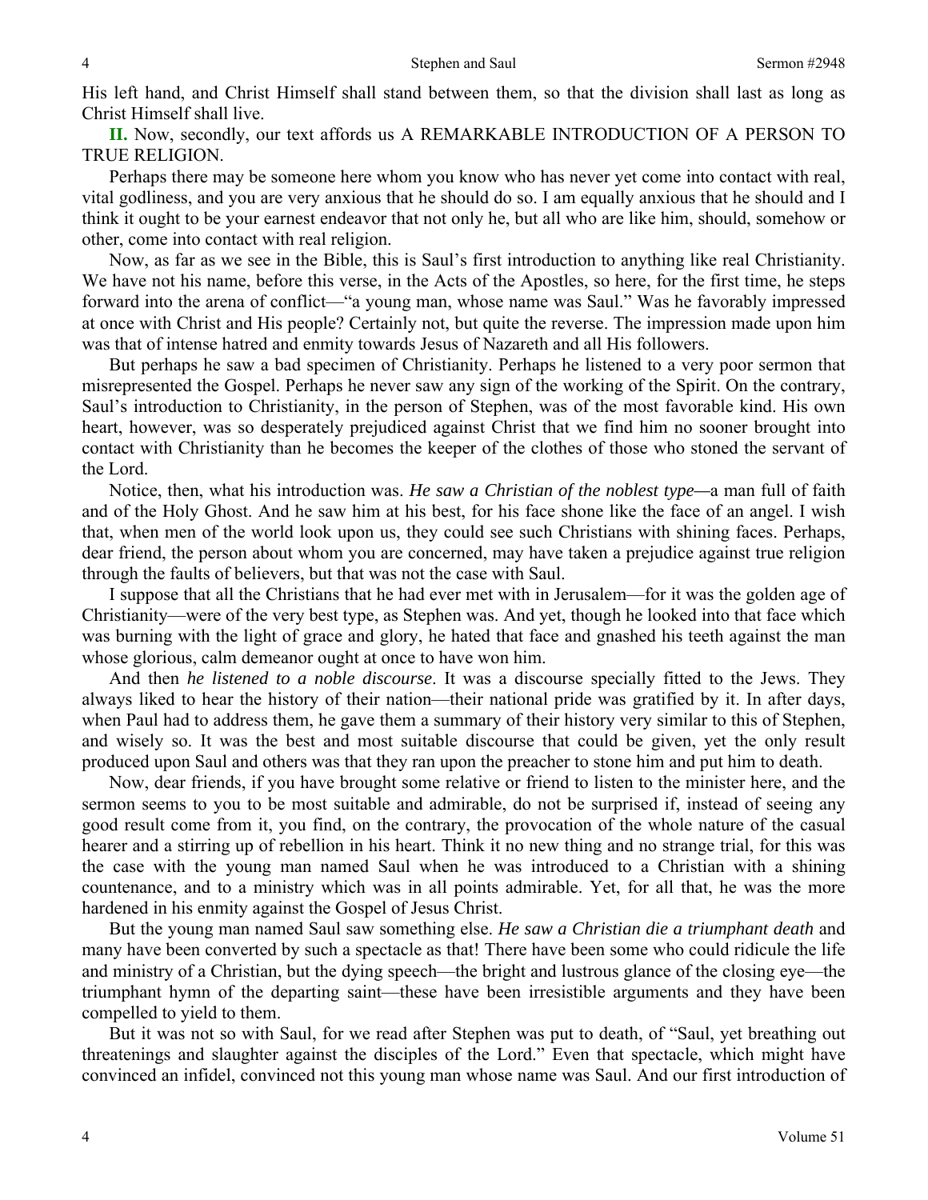His left hand, and Christ Himself shall stand between them, so that the division shall last as long as Christ Himself shall live.

**II.** Now, secondly, our text affords us A REMARKABLE INTRODUCTION OF A PERSON TO TRUE RELIGION.

Perhaps there may be someone here whom you know who has never yet come into contact with real, vital godliness, and you are very anxious that he should do so. I am equally anxious that he should and I think it ought to be your earnest endeavor that not only he, but all who are like him, should, somehow or other, come into contact with real religion.

Now, as far as we see in the Bible, this is Saul's first introduction to anything like real Christianity. We have not his name, before this verse, in the Acts of the Apostles, so here, for the first time, he steps forward into the arena of conflict—"a young man, whose name was Saul." Was he favorably impressed at once with Christ and His people? Certainly not, but quite the reverse. The impression made upon him was that of intense hatred and enmity towards Jesus of Nazareth and all His followers.

But perhaps he saw a bad specimen of Christianity. Perhaps he listened to a very poor sermon that misrepresented the Gospel. Perhaps he never saw any sign of the working of the Spirit. On the contrary, Saul's introduction to Christianity, in the person of Stephen, was of the most favorable kind. His own heart, however, was so desperately prejudiced against Christ that we find him no sooner brought into contact with Christianity than he becomes the keeper of the clothes of those who stoned the servant of the Lord.

Notice, then, what his introduction was. *He saw a Christian of the noblest type—*a man full of faith and of the Holy Ghost. And he saw him at his best, for his face shone like the face of an angel. I wish that, when men of the world look upon us, they could see such Christians with shining faces. Perhaps, dear friend, the person about whom you are concerned, may have taken a prejudice against true religion through the faults of believers, but that was not the case with Saul.

I suppose that all the Christians that he had ever met with in Jerusalem—for it was the golden age of Christianity—were of the very best type, as Stephen was. And yet, though he looked into that face which was burning with the light of grace and glory, he hated that face and gnashed his teeth against the man whose glorious, calm demeanor ought at once to have won him.

And then *he listened to a noble discourse*. It was a discourse specially fitted to the Jews. They always liked to hear the history of their nation—their national pride was gratified by it. In after days, when Paul had to address them, he gave them a summary of their history very similar to this of Stephen, and wisely so. It was the best and most suitable discourse that could be given, yet the only result produced upon Saul and others was that they ran upon the preacher to stone him and put him to death.

Now, dear friends, if you have brought some relative or friend to listen to the minister here, and the sermon seems to you to be most suitable and admirable, do not be surprised if, instead of seeing any good result come from it, you find, on the contrary, the provocation of the whole nature of the casual hearer and a stirring up of rebellion in his heart. Think it no new thing and no strange trial, for this was the case with the young man named Saul when he was introduced to a Christian with a shining countenance, and to a ministry which was in all points admirable. Yet, for all that, he was the more hardened in his enmity against the Gospel of Jesus Christ.

But the young man named Saul saw something else. *He saw a Christian die a triumphant death* and many have been converted by such a spectacle as that! There have been some who could ridicule the life and ministry of a Christian, but the dying speech—the bright and lustrous glance of the closing eye—the triumphant hymn of the departing saint—these have been irresistible arguments and they have been compelled to yield to them.

But it was not so with Saul, for we read after Stephen was put to death, of "Saul, yet breathing out threatenings and slaughter against the disciples of the Lord." Even that spectacle, which might have convinced an infidel, convinced not this young man whose name was Saul. And our first introduction of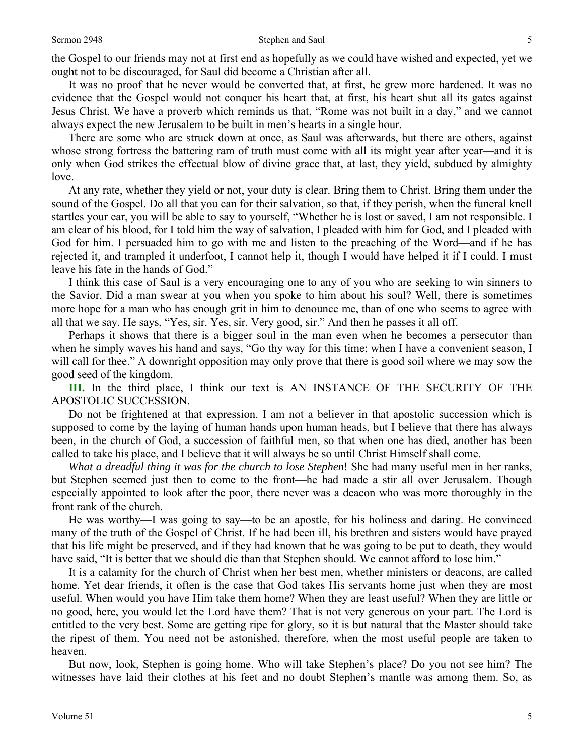the Gospel to our friends may not at first end as hopefully as we could have wished and expected, yet we ought not to be discouraged, for Saul did become a Christian after all.

It was no proof that he never would be converted that, at first, he grew more hardened. It was no evidence that the Gospel would not conquer his heart that, at first, his heart shut all its gates against Jesus Christ. We have a proverb which reminds us that, "Rome was not built in a day," and we cannot always expect the new Jerusalem to be built in men's hearts in a single hour.

There are some who are struck down at once, as Saul was afterwards, but there are others, against whose strong fortress the battering ram of truth must come with all its might year after year—and it is only when God strikes the effectual blow of divine grace that, at last, they yield, subdued by almighty love.

At any rate, whether they yield or not, your duty is clear. Bring them to Christ. Bring them under the sound of the Gospel. Do all that you can for their salvation, so that, if they perish, when the funeral knell startles your ear, you will be able to say to yourself, "Whether he is lost or saved, I am not responsible. I am clear of his blood, for I told him the way of salvation, I pleaded with him for God, and I pleaded with God for him. I persuaded him to go with me and listen to the preaching of the Word—and if he has rejected it, and trampled it underfoot, I cannot help it, though I would have helped it if I could. I must leave his fate in the hands of God."

I think this case of Saul is a very encouraging one to any of you who are seeking to win sinners to the Savior. Did a man swear at you when you spoke to him about his soul? Well, there is sometimes more hope for a man who has enough grit in him to denounce me, than of one who seems to agree with all that we say. He says, "Yes, sir. Yes, sir. Very good, sir." And then he passes it all off.

Perhaps it shows that there is a bigger soul in the man even when he becomes a persecutor than when he simply waves his hand and says, "Go thy way for this time; when I have a convenient season, I will call for thee." A downright opposition may only prove that there is good soil where we may sow the good seed of the kingdom.

**III.** In the third place, I think our text is AN INSTANCE OF THE SECURITY OF THE APOSTOLIC SUCCESSION.

Do not be frightened at that expression. I am not a believer in that apostolic succession which is supposed to come by the laying of human hands upon human heads, but I believe that there has always been, in the church of God, a succession of faithful men, so that when one has died, another has been called to take his place, and I believe that it will always be so until Christ Himself shall come.

*What a dreadful thing it was for the church to lose Stephen*! She had many useful men in her ranks, but Stephen seemed just then to come to the front—he had made a stir all over Jerusalem. Though especially appointed to look after the poor, there never was a deacon who was more thoroughly in the front rank of the church.

He was worthy—I was going to say—to be an apostle, for his holiness and daring. He convinced many of the truth of the Gospel of Christ. If he had been ill, his brethren and sisters would have prayed that his life might be preserved, and if they had known that he was going to be put to death, they would have said, "It is better that we should die than that Stephen should. We cannot afford to lose him."

It is a calamity for the church of Christ when her best men, whether ministers or deacons, are called home. Yet dear friends, it often is the case that God takes His servants home just when they are most useful. When would you have Him take them home? When they are least useful? When they are little or no good, here, you would let the Lord have them? That is not very generous on your part. The Lord is entitled to the very best. Some are getting ripe for glory, so it is but natural that the Master should take the ripest of them. You need not be astonished, therefore, when the most useful people are taken to heaven.

But now, look, Stephen is going home. Who will take Stephen's place? Do you not see him? The witnesses have laid their clothes at his feet and no doubt Stephen's mantle was among them. So, as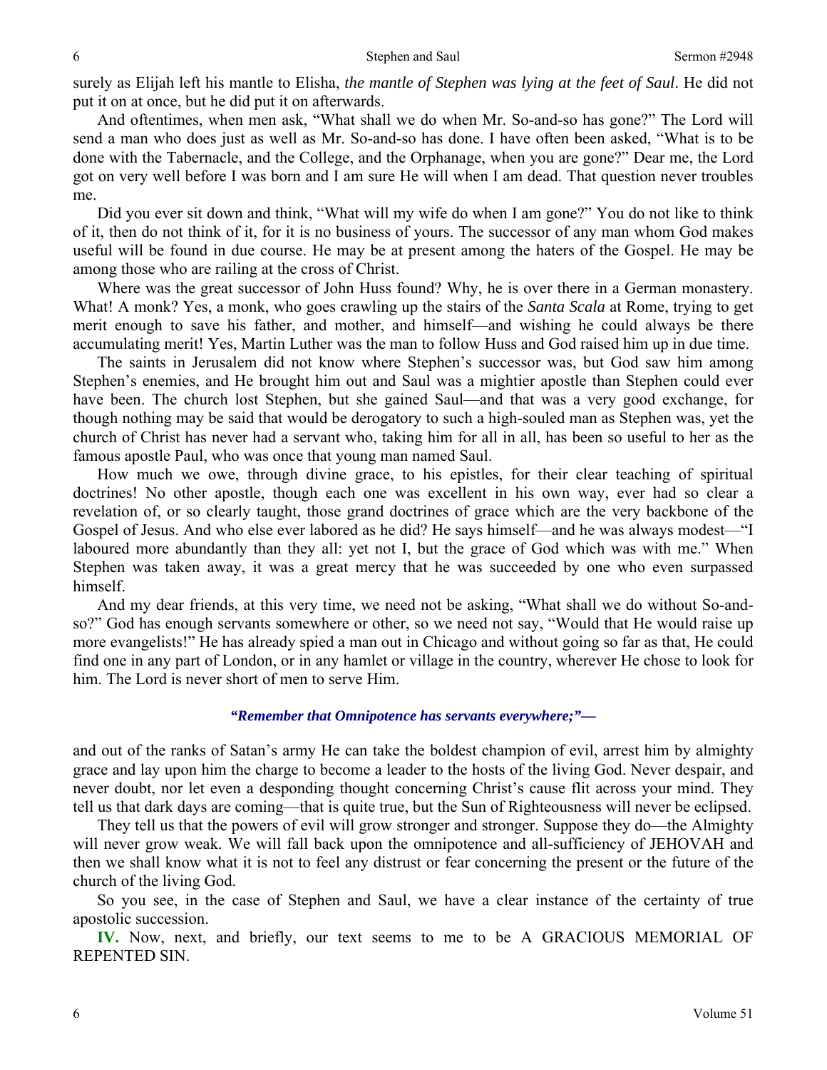surely as Elijah left his mantle to Elisha, *the mantle of Stephen was lying at the feet of Saul*. He did not put it on at once, but he did put it on afterwards.

And oftentimes, when men ask, "What shall we do when Mr. So-and-so has gone?" The Lord will send a man who does just as well as Mr. So-and-so has done. I have often been asked, "What is to be done with the Tabernacle, and the College, and the Orphanage, when you are gone?" Dear me, the Lord got on very well before I was born and I am sure He will when I am dead. That question never troubles me.

Did you ever sit down and think, "What will my wife do when I am gone?" You do not like to think of it, then do not think of it, for it is no business of yours. The successor of any man whom God makes useful will be found in due course. He may be at present among the haters of the Gospel. He may be among those who are railing at the cross of Christ.

Where was the great successor of John Huss found? Why, he is over there in a German monastery. What! A monk? Yes, a monk, who goes crawling up the stairs of the *Santa Scala* at Rome, trying to get merit enough to save his father, and mother, and himself—and wishing he could always be there accumulating merit! Yes, Martin Luther was the man to follow Huss and God raised him up in due time.

The saints in Jerusalem did not know where Stephen's successor was, but God saw him among Stephen's enemies, and He brought him out and Saul was a mightier apostle than Stephen could ever have been. The church lost Stephen, but she gained Saul—and that was a very good exchange, for though nothing may be said that would be derogatory to such a high-souled man as Stephen was, yet the church of Christ has never had a servant who, taking him for all in all, has been so useful to her as the famous apostle Paul, who was once that young man named Saul.

How much we owe, through divine grace, to his epistles, for their clear teaching of spiritual doctrines! No other apostle, though each one was excellent in his own way, ever had so clear a revelation of, or so clearly taught, those grand doctrines of grace which are the very backbone of the Gospel of Jesus. And who else ever labored as he did? He says himself—and he was always modest—"I laboured more abundantly than they all: yet not I, but the grace of God which was with me." When Stephen was taken away, it was a great mercy that he was succeeded by one who even surpassed himself.

And my dear friends, at this very time, we need not be asking, "What shall we do without So-and-so?" God has enough servants somewhere or other, so we need not say, "Would that He would raise up more evangelists!" He has already spied a man out in Chicago and without going so far as that, He could find one in any part of London, or in any hamlet or village in the country, wherever He chose to look for him. The Lord is never short of men to serve Him.

***"Remember that Omnipotence has servants everywhere;"—***

and out of the ranks of Satan's army He can take the boldest champion of evil, arrest him by almighty grace and lay upon him the charge to become a leader to the hosts of the living God. Never despair, and never doubt, nor let even a desponding thought concerning Christ's cause flit across your mind. They tell us that dark days are coming—that is quite true, but the Sun of Righteousness will never be eclipsed.

They tell us that the powers of evil will grow stronger and stronger. Suppose they do—the Almighty will never grow weak. We will fall back upon the omnipotence and all-sufficiency of JEHOVAH and then we shall know what it is not to feel any distrust or fear concerning the present or the future of the church of the living God.

So you see, in the case of Stephen and Saul, we have a clear instance of the certainty of true apostolic succession.

**IV.** Now, next, and briefly, our text seems to me to be A GRACIOUS MEMORIAL OF REPENTED SIN.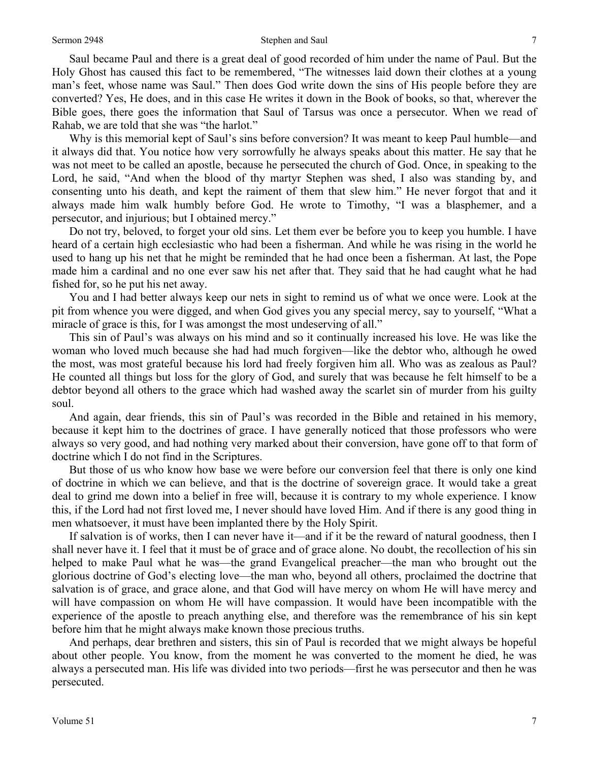Saul became Paul and there is a great deal of good recorded of him under the name of Paul. But the Holy Ghost has caused this fact to be remembered, "The witnesses laid down their clothes at a young man's feet, whose name was Saul." Then does God write down the sins of His people before they are converted? Yes, He does, and in this case He writes it down in the Book of books, so that, wherever the Bible goes, there goes the information that Saul of Tarsus was once a persecutor. When we read of Rahab, we are told that she was "the harlot."

Why is this memorial kept of Saul's sins before conversion? It was meant to keep Paul humble—and it always did that. You notice how very sorrowfully he always speaks about this matter. He say that he was not meet to be called an apostle, because he persecuted the church of God. Once, in speaking to the Lord, he said, "And when the blood of thy martyr Stephen was shed, I also was standing by, and consenting unto his death, and kept the raiment of them that slew him." He never forgot that and it always made him walk humbly before God. He wrote to Timothy, "I was a blasphemer, and a persecutor, and injurious; but I obtained mercy."

Do not try, beloved, to forget your old sins. Let them ever be before you to keep you humble. I have heard of a certain high ecclesiastic who had been a fisherman. And while he was rising in the world he used to hang up his net that he might be reminded that he had once been a fisherman. At last, the Pope made him a cardinal and no one ever saw his net after that. They said that he had caught what he had fished for, so he put his net away.

You and I had better always keep our nets in sight to remind us of what we once were. Look at the pit from whence you were digged, and when God gives you any special mercy, say to yourself, "What a miracle of grace is this, for I was amongst the most undeserving of all."

This sin of Paul's was always on his mind and so it continually increased his love. He was like the woman who loved much because she had had much forgiven—like the debtor who, although he owed the most, was most grateful because his lord had freely forgiven him all. Who was as zealous as Paul? He counted all things but loss for the glory of God, and surely that was because he felt himself to be a debtor beyond all others to the grace which had washed away the scarlet sin of murder from his guilty soul.

And again, dear friends, this sin of Paul's was recorded in the Bible and retained in his memory, because it kept him to the doctrines of grace. I have generally noticed that those professors who were always so very good, and had nothing very marked about their conversion, have gone off to that form of doctrine which I do not find in the Scriptures.

But those of us who know how base we were before our conversion feel that there is only one kind of doctrine in which we can believe, and that is the doctrine of sovereign grace. It would take a great deal to grind me down into a belief in free will, because it is contrary to my whole experience. I know this, if the Lord had not first loved me, I never should have loved Him. And if there is any good thing in men whatsoever, it must have been implanted there by the Holy Spirit.

If salvation is of works, then I can never have it—and if it be the reward of natural goodness, then I shall never have it. I feel that it must be of grace and of grace alone. No doubt, the recollection of his sin helped to make Paul what he was—the grand Evangelical preacher—the man who brought out the glorious doctrine of God's electing love—the man who, beyond all others, proclaimed the doctrine that salvation is of grace, and grace alone, and that God will have mercy on whom He will have mercy and will have compassion on whom He will have compassion. It would have been incompatible with the experience of the apostle to preach anything else, and therefore was the remembrance of his sin kept before him that he might always make known those precious truths.

And perhaps, dear brethren and sisters, this sin of Paul is recorded that we might always be hopeful about other people. You know, from the moment he was converted to the moment he died, he was always a persecuted man. His life was divided into two periods—first he was persecutor and then he was persecuted.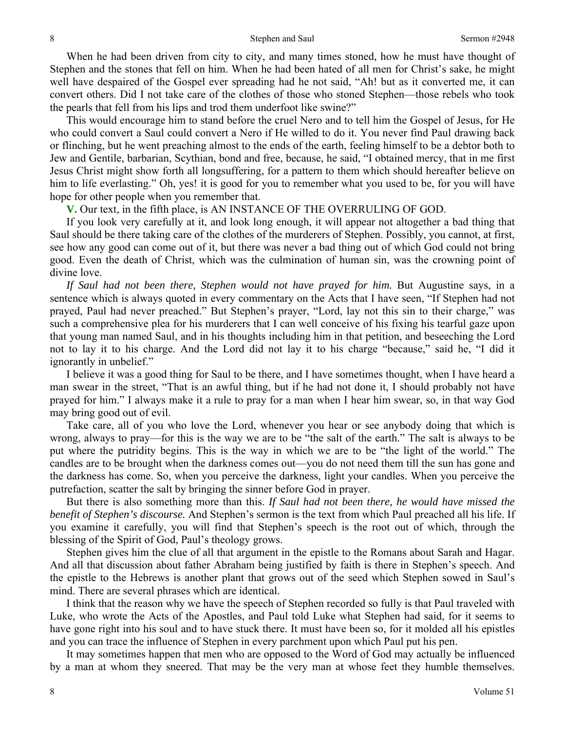When he had been driven from city to city, and many times stoned, how he must have thought of Stephen and the stones that fell on him. When he had been hated of all men for Christ's sake, he might well have despaired of the Gospel ever spreading had he not said, "Ah! but as it converted me, it can convert others. Did I not take care of the clothes of those who stoned Stephen—those rebels who took the pearls that fell from his lips and trod them underfoot like swine?"

This would encourage him to stand before the cruel Nero and to tell him the Gospel of Jesus, for He who could convert a Saul could convert a Nero if He willed to do it. You never find Paul drawing back or flinching, but he went preaching almost to the ends of the earth, feeling himself to be a debtor both to Jew and Gentile, barbarian, Scythian, bond and free, because, he said, "I obtained mercy, that in me first Jesus Christ might show forth all longsuffering, for a pattern to them which should hereafter believe on him to life everlasting." Oh, yes! it is good for you to remember what you used to be, for you will have hope for other people when you remember that.

**V.** Our text, in the fifth place, is AN INSTANCE OF THE OVERRULING OF GOD.

If you look very carefully at it, and look long enough, it will appear not altogether a bad thing that Saul should be there taking care of the clothes of the murderers of Stephen. Possibly, you cannot, at first, see how any good can come out of it, but there was never a bad thing out of which God could not bring good. Even the death of Christ, which was the culmination of human sin, was the crowning point of divine love.

*If Saul had not been there, Stephen would not have prayed for him.* But Augustine says, in a sentence which is always quoted in every commentary on the Acts that I have seen, "If Stephen had not prayed, Paul had never preached." But Stephen's prayer, "Lord, lay not this sin to their charge," was such a comprehensive plea for his murderers that I can well conceive of his fixing his tearful gaze upon that young man named Saul, and in his thoughts including him in that petition, and beseeching the Lord not to lay it to his charge. And the Lord did not lay it to his charge "because," said he, "I did it ignorantly in unbelief."

I believe it was a good thing for Saul to be there, and I have sometimes thought, when I have heard a man swear in the street, "That is an awful thing, but if he had not done it, I should probably not have prayed for him." I always make it a rule to pray for a man when I hear him swear, so, in that way God may bring good out of evil.

Take care, all of you who love the Lord, whenever you hear or see anybody doing that which is wrong, always to pray—for this is the way we are to be "the salt of the earth." The salt is always to be put where the putridity begins. This is the way in which we are to be "the light of the world." The candles are to be brought when the darkness comes out—you do not need them till the sun has gone and the darkness has come. So, when you perceive the darkness, light your candles. When you perceive the putrefaction, scatter the salt by bringing the sinner before God in prayer.

But there is also something more than this. *If Saul had not been there, he would have missed the benefit of Stephen's discourse.* And Stephen's sermon is the text from which Paul preached all his life. If you examine it carefully, you will find that Stephen's speech is the root out of which, through the blessing of the Spirit of God, Paul's theology grows.

Stephen gives him the clue of all that argument in the epistle to the Romans about Sarah and Hagar. And all that discussion about father Abraham being justified by faith is there in Stephen's speech. And the epistle to the Hebrews is another plant that grows out of the seed which Stephen sowed in Saul's mind. There are several phrases which are identical.

I think that the reason why we have the speech of Stephen recorded so fully is that Paul traveled with Luke, who wrote the Acts of the Apostles, and Paul told Luke what Stephen had said, for it seems to have gone right into his soul and to have stuck there. It must have been so, for it molded all his epistles and you can trace the influence of Stephen in every parchment upon which Paul put his pen.

It may sometimes happen that men who are opposed to the Word of God may actually be influenced by a man at whom they sneered. That may be the very man at whose feet they humble themselves.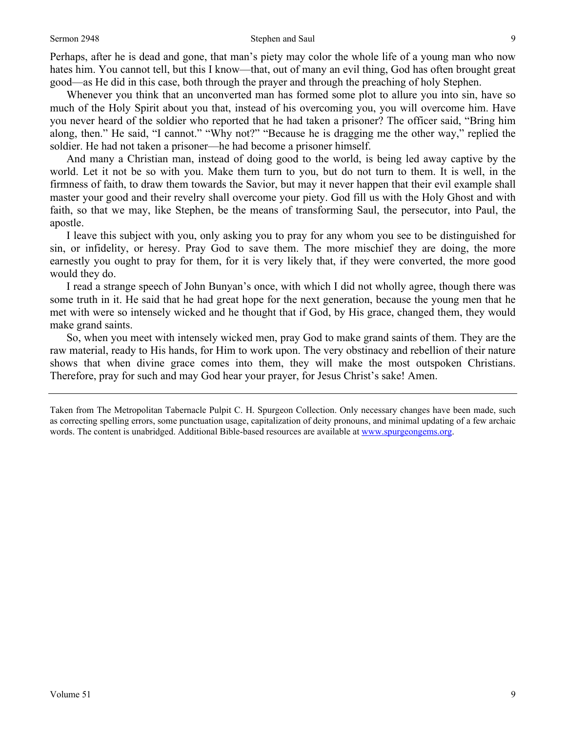Perhaps, after he is dead and gone, that man's piety may color the whole life of a young man who now hates him. You cannot tell, but this I know—that, out of many an evil thing, God has often brought great good—as He did in this case, both through the prayer and through the preaching of holy Stephen.

Whenever you think that an unconverted man has formed some plot to allure you into sin, have so much of the Holy Spirit about you that, instead of his overcoming you, you will overcome him. Have you never heard of the soldier who reported that he had taken a prisoner? The officer said, "Bring him along, then." He said, "I cannot." "Why not?" "Because he is dragging me the other way," replied the soldier. He had not taken a prisoner—he had become a prisoner himself.

And many a Christian man, instead of doing good to the world, is being led away captive by the world. Let it not be so with you. Make them turn to you, but do not turn to them. It is well, in the firmness of faith, to draw them towards the Savior, but may it never happen that their evil example shall master your good and their revelry shall overcome your piety. God fill us with the Holy Ghost and with faith, so that we may, like Stephen, be the means of transforming Saul, the persecutor, into Paul, the apostle.

I leave this subject with you, only asking you to pray for any whom you see to be distinguished for sin, or infidelity, or heresy. Pray God to save them. The more mischief they are doing, the more earnestly you ought to pray for them, for it is very likely that, if they were converted, the more good would they do.

I read a strange speech of John Bunyan's once, with which I did not wholly agree, though there was some truth in it. He said that he had great hope for the next generation, because the young men that he met with were so intensely wicked and he thought that if God, by His grace, changed them, they would make grand saints.

So, when you meet with intensely wicked men, pray God to make grand saints of them. They are the raw material, ready to His hands, for Him to work upon. The very obstinacy and rebellion of their nature shows that when divine grace comes into them, they will make the most outspoken Christians. Therefore, pray for such and may God hear your prayer, for Jesus Christ's sake! Amen.

---

Taken from The Metropolitan Tabernacle Pulpit C. H. Spurgeon Collection. Only necessary changes have been made, such as correcting spelling errors, some punctuation usage, capitalization of deity pronouns, and minimal updating of a few archaic words. The content is unabridged. Additional Bible-based resources are available at www.spurgeongems.org.